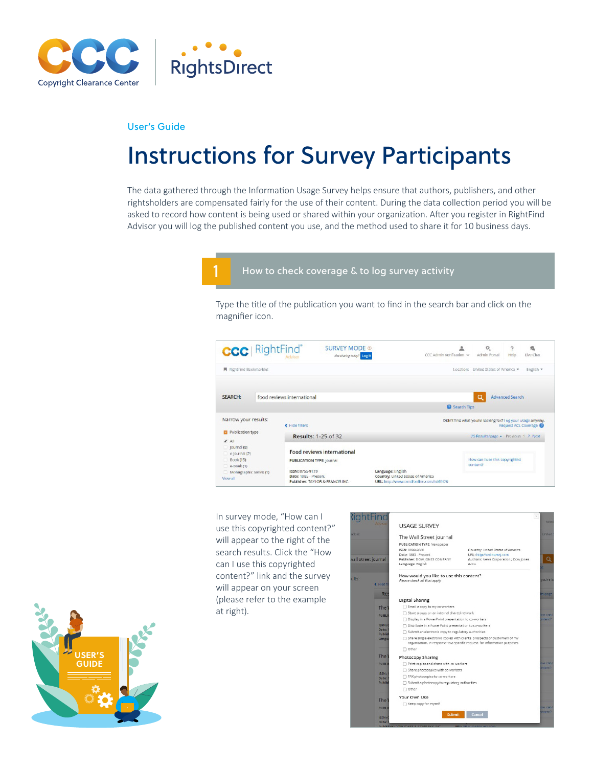User's Guide

# Instructions for Survey Participants

The data gathered through the Information Usage Survey helps ensure that authors, publishers, and other rightsholders are compensated fairly for the use of their content. During the data collection period you will be asked to record how content is being used or shared within your organization. After you register in RightFind Advisor you will log the published content you use, and the method used to share it for 10 business days.

## 1 How to check coverage & to log survey activity

Type the title of the publication you want to find in the search bar and click on the magnifier icon.

In survey mode, "How can I use this copyrighted content?" will appear to the right of the search results. Click the "How can I use this copyrighted content?" link and the survey will appear on your screen (please refer to the example at right).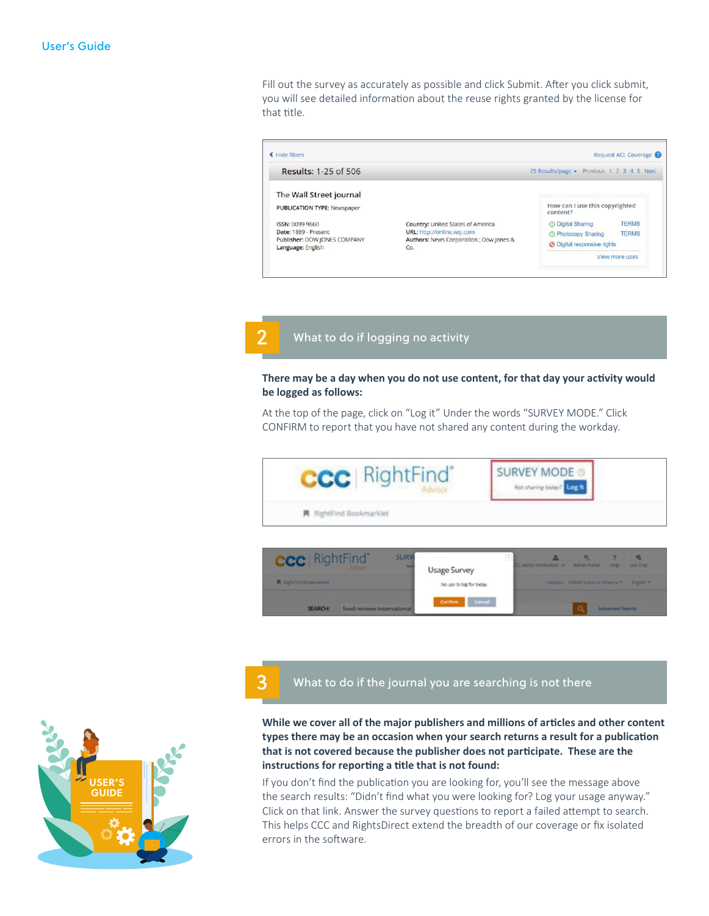Fill out the survey as accurately as possible and click Submit. After you click submit, you will see detailed information about the reuse rights granted by the license for that title.

## 2 What to do if logging no activity

**There may be a day when you do not use content, for that day your activity would be logged as follows:**

At the top of the page, click on "Log it" Under the words "SURVEY MODE." Click CONFIRM to report that you have not shared any content during the workday.

## 3 What to do if the journal you are searching is not there

**While we cover all of the major publishers and millions of articles and other content types there may be an occasion when your search returns a result for a publication that is not covered because the publisher does not participate. These are the instructions for reporting a title that is not found:**

If you don't find the publication you are looking for, you'll see the message above the search results: "Didn't find what you were looking for? Log your usage anyway." Click on that link. Answer the survey questions to report a failed attempt to search. This helps CCC and RightsDirect extend the breadth of our coverage or fix isolated errors in the software.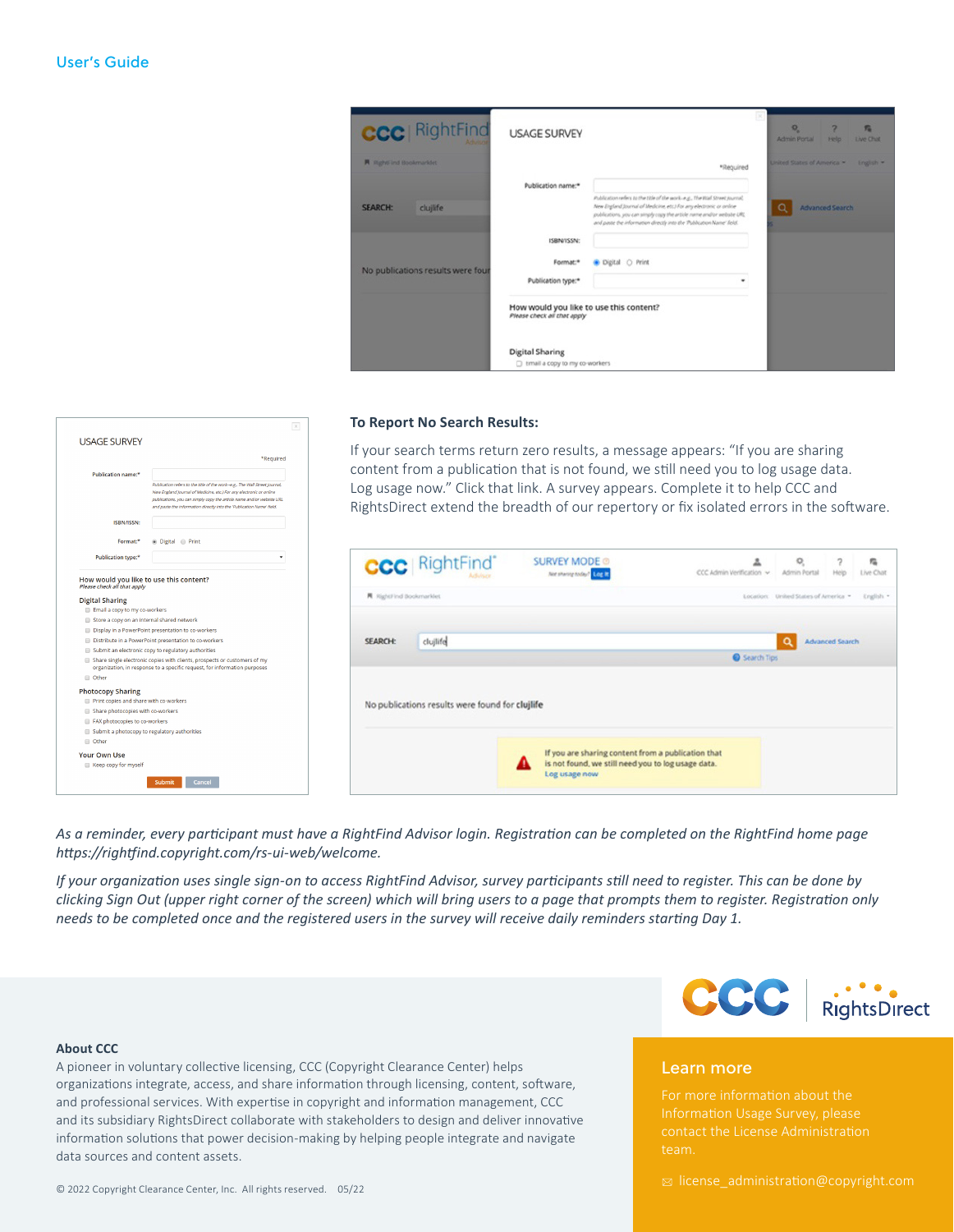User's Guide

### To Report No Search Results:

If your search terms return zero results, a message appears: "If you are sharing content from a publication that is not found, we still need you to log usage data. Log usage now." Click that link. A survey appears. Complete it to help CCC and RightsDirect extend the breadth of our repertory or fix isolated errors in the software.

*As a reminder, every participant must have a RightFind Advisor login. Registration can be completed on the RightFind home page https://rightfind.copyright.com/rs-ui-web/welcome.*

*If your organization uses single sign-on to access RightFind Advisor, survey participants still need to register. This can be done by clicking Sign Out (upper right corner of the screen) which will bring users to a page that prompts them to register. Registration only needs to be completed once and the registered users in the survey will receive daily reminders starting Day 1.*

**About CCC**

A pioneer in voluntary collective licensing, CCC (Copyright Clearance Center) helps organizations integrate, access, and share information through licensing, content, software, and professional services. With expertise in copyright and information management, CCC and its subsidiary RightsDirect collaborate with stakeholders to design and deliver innovative information solutions that power decision-making by helping people integrate and navigate data sources and content assets.

© 2022 Copyright Clearance Center, Inc. All rights reserved. 05/22

## Learn more

For more information about the Information Usage Survey, please contact the License Administration team.

license_administration@copyright.com